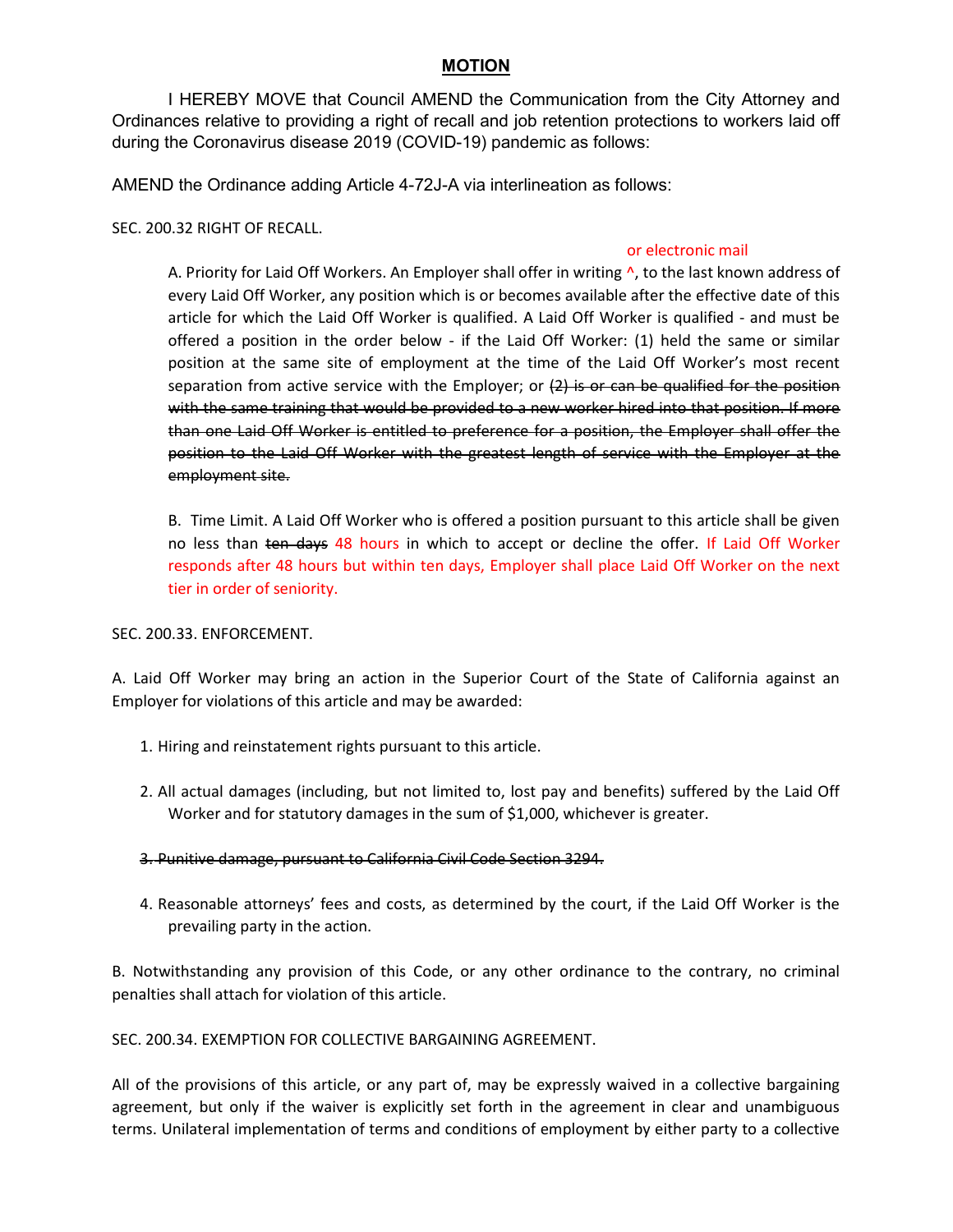## MOTION

I HEREBY MOVE that Council AMEND the Communication from the City Attorney and Ordinances relative to providing a right of recall and job retention protections to workers laid off during the Coronavirus disease 2019 (COVID-19) pandemic as follows:

AMEND the Ordinance adding Article 4-72J-A via interlineation as follows:

SEC. 200.32 RIGHT OF RECALL.

A. Priority for Laid Off Workers. An Employer shall offer in writing ^ or electronic mail, to the last known address of every Laid Off Worker, any position which is or becomes available after the effective date of this article for which the Laid Off Worker is qualified. A Laid Off Worker is qualified - and must be offered a position in the order below - if the Laid Off Worker: (1) held the same or similar position at the same site of employment at the time of the Laid Off Worker's most recent separation from active service with the Employer; or ~~(2) is or can be qualified for the position with the same training that would be provided to a new worker hired into that position. If more than one Laid Off Worker is entitled to preference for a position, the Employer shall offer the position to the Laid Off Worker with the greatest length of service with the Employer at the employment site.~~

B. Time Limit. A Laid Off Worker who is offered a position pursuant to this article shall be given no less than ~~ten days~~ 48 hours in which to accept or decline the offer. If Laid Off Worker responds after 48 hours but within ten days, Employer shall place Laid Off Worker on the next tier in order of seniority.

SEC. 200.33. ENFORCEMENT.

A. Laid Off Worker may bring an action in the Superior Court of the State of California against an Employer for violations of this article and may be awarded:

1. Hiring and reinstatement rights pursuant to this article.

2. All actual damages (including, but not limited to, lost pay and benefits) suffered by the Laid Off Worker and for statutory damages in the sum of $1,000, whichever is greater.

~~3. Punitive damage, pursuant to California Civil Code Section 3294.~~

4. Reasonable attorneys' fees and costs, as determined by the court, if the Laid Off Worker is the prevailing party in the action.

B. Notwithstanding any provision of this Code, or any other ordinance to the contrary, no criminal penalties shall attach for violation of this article.

SEC. 200.34. EXEMPTION FOR COLLECTIVE BARGAINING AGREEMENT.

All of the provisions of this article, or any part of, may be expressly waived in a collective bargaining agreement, but only if the waiver is explicitly set forth in the agreement in clear and unambiguous terms. Unilateral implementation of terms and conditions of employment by either party to a collective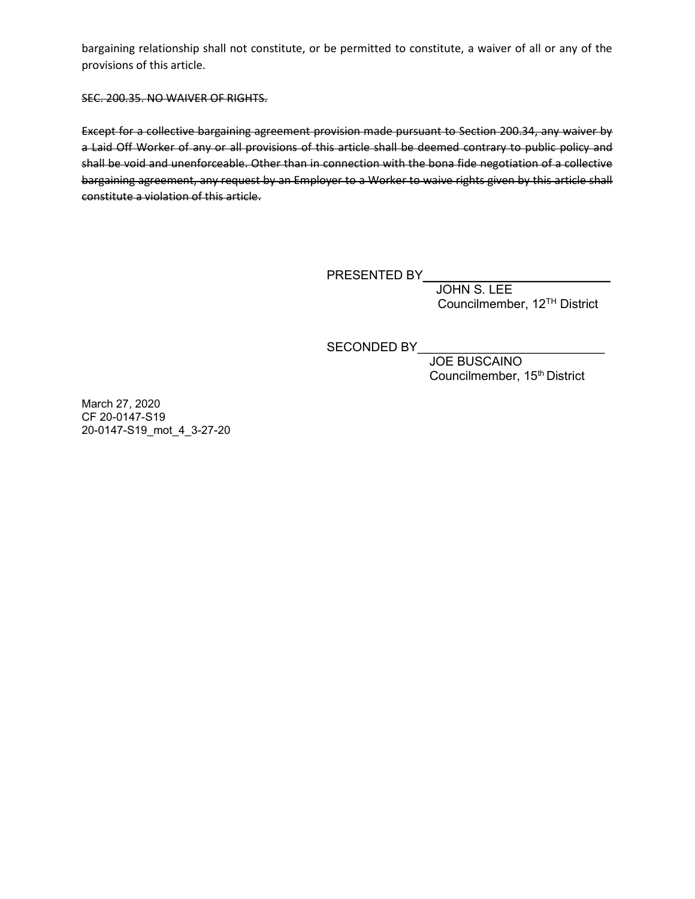bargaining relationship shall not constitute, or be permitted to constitute, a waiver of all or any of the provisions of this article.

~~SEC. 200.35. NO WAIVER OF RIGHTS.~~

~~Except for a collective bargaining agreement provision made pursuant to Section 200.34, any waiver by a Laid Off Worker of any or all provisions of this article shall be deemed contrary to public policy and shall be void and unenforceable. Other than in connection with the bona fide negotiation of a collective bargaining agreement, any request by an Employer to a Worker to waive rights given by this article shall constitute a violation of this article.~~

PRESENTED BY\_\_\_\_\_\_\_\_\_\_\_\_\_\_\_\_\_\_\_\_\_\_\_\_\_\_\_\_
JOHN S. LEE
Councilmember, 12TH District

SECONDED BY\_\_\_\_\_\_\_\_\_\_\_\_\_\_\_\_\_\_\_\_\_\_\_\_\_\_\_\_
JOE BUSCAINO
Councilmember, 15th District

March 27, 2020
CF 20-0147-S19
20-0147-S19_mot_4_3-27-20